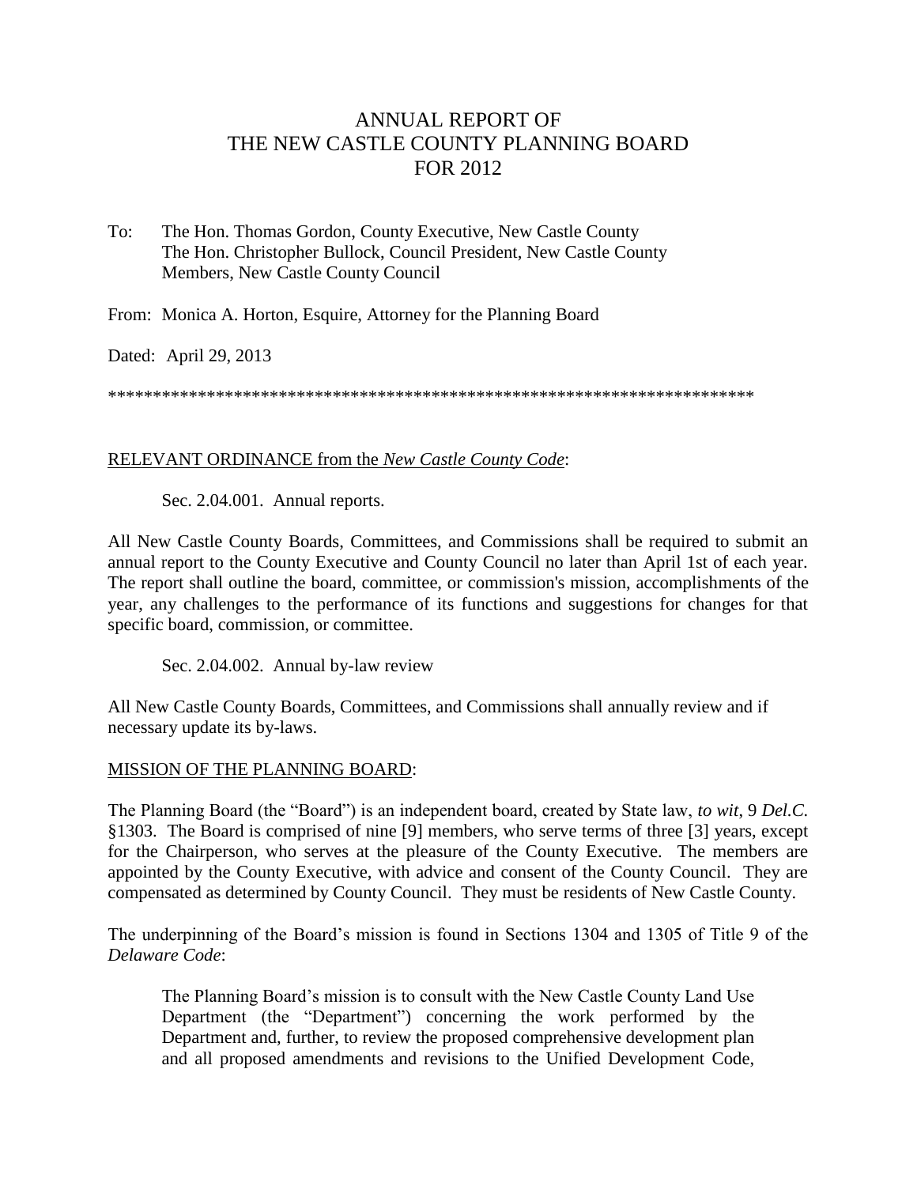# ANNUAL REPORT OF THE NEW CASTLE COUNTY PLANNING BOARD FOR 2012

To: The Hon. Thomas Gordon, County Executive, New Castle County
The Hon. Christopher Bullock, Council President, New Castle County
Members, New Castle County Council

From: Monica A. Horton, Esquire, Attorney for the Planning Board

Dated: April 29, 2013

************************************************************************

RELEVANT ORDINANCE from the *New Castle County Code*:

Sec. 2.04.001. Annual reports.

All New Castle County Boards, Committees, and Commissions shall be required to submit an annual report to the County Executive and County Council no later than April 1st of each year. The report shall outline the board, committee, or commission's mission, accomplishments of the year, any challenges to the performance of its functions and suggestions for changes for that specific board, commission, or committee.

Sec. 2.04.002. Annual by-law review

All New Castle County Boards, Committees, and Commissions shall annually review and if necessary update its by-laws.

MISSION OF THE PLANNING BOARD:

The Planning Board (the "Board") is an independent board, created by State law, *to wit*, 9 *Del.C.* §1303. The Board is comprised of nine [9] members, who serve terms of three [3] years, except for the Chairperson, who serves at the pleasure of the County Executive. The members are appointed by the County Executive, with advice and consent of the County Council. They are compensated as determined by County Council. They must be residents of New Castle County.

The underpinning of the Board's mission is found in Sections 1304 and 1305 of Title 9 of the *Delaware Code*:

> The Planning Board's mission is to consult with the New Castle County Land Use Department (the "Department") concerning the work performed by the Department and, further, to review the proposed comprehensive development plan and all proposed amendments and revisions to the Unified Development Code,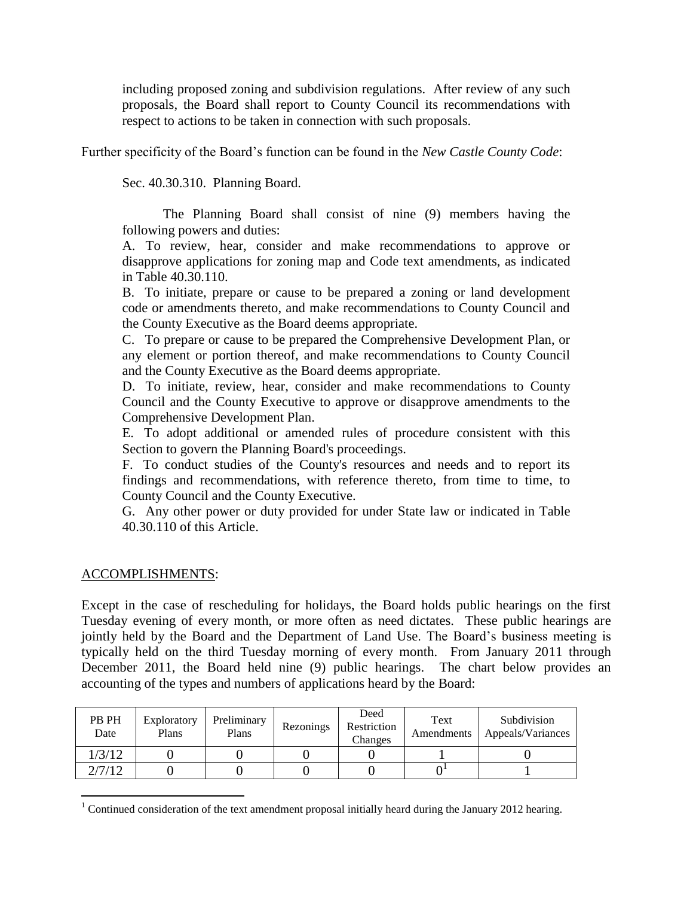including proposed zoning and subdivision regulations. After review of any such proposals, the Board shall report to County Council its recommendations with respect to actions to be taken in connection with such proposals.

Further specificity of the Board's function can be found in the *New Castle County Code*:

> Sec. 40.30.310. Planning Board.
>
> The Planning Board shall consist of nine (9) members having the following powers and duties:
>
> A. To review, hear, consider and make recommendations to approve or disapprove applications for zoning map and Code text amendments, as indicated in Table 40.30.110.
>
> B. To initiate, prepare or cause to be prepared a zoning or land development code or amendments thereto, and make recommendations to County Council and the County Executive as the Board deems appropriate.
>
> C. To prepare or cause to be prepared the Comprehensive Development Plan, or any element or portion thereof, and make recommendations to County Council and the County Executive as the Board deems appropriate.
>
> D. To initiate, review, hear, consider and make recommendations to County Council and the County Executive to approve or disapprove amendments to the Comprehensive Development Plan.
>
> E. To adopt additional or amended rules of procedure consistent with this Section to govern the Planning Board's proceedings.
>
> F. To conduct studies of the County's resources and needs and to report its findings and recommendations, with reference thereto, from time to time, to County Council and the County Executive.
>
> G. Any other power or duty provided for under State law or indicated in Table 40.30.110 of this Article.

## ACCOMPLISHMENTS:

Except in the case of rescheduling for holidays, the Board holds public hearings on the first Tuesday evening of every month, or more often as need dictates. These public hearings are jointly held by the Board and the Department of Land Use. The Board's business meeting is typically held on the third Tuesday morning of every month. From January 2011 through December 2011, the Board held nine (9) public hearings. The chart below provides an accounting of the types and numbers of applications heard by the Board:

| PB PH Date | Exploratory Plans | Preliminary Plans | Rezonings | Deed Restriction Changes | Text Amendments | Subdivision Appeals/Variances |
|---|---|---|---|---|---|---|
| 1/3/12 | 0 | 0 | 0 | 0 | 1 | 0 |
| 2/7/12 | 0 | 0 | 0 | 0 | 0[1] | 1 |

[1] Continued consideration of the text amendment proposal initially heard during the January 2012 hearing.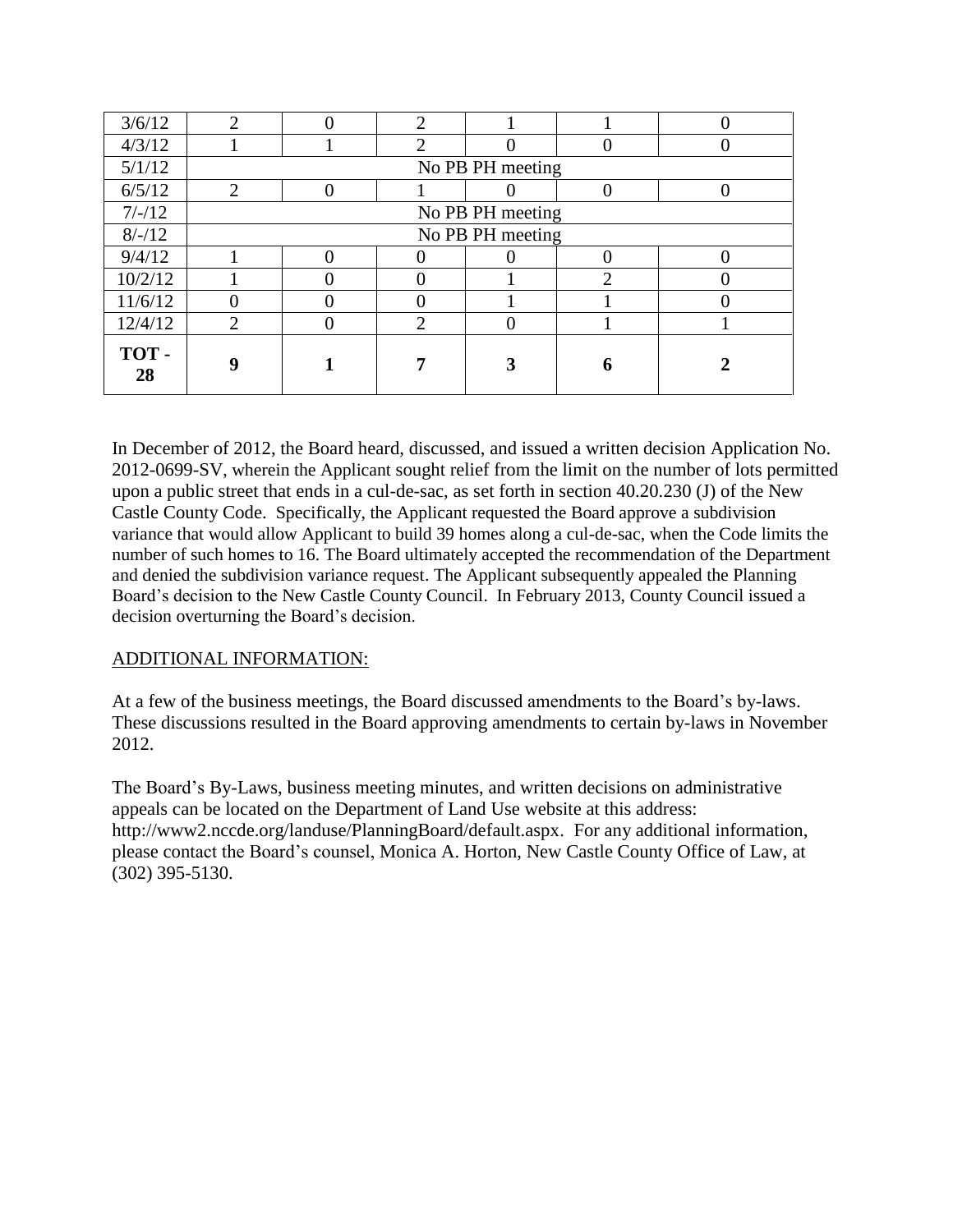| | | | | | | |
|---|---|---|---|---|---|---|
| 3/6/12 | 2 | 0 | 2 | 1 | 1 | 0 |
| 4/3/12 | 1 | 1 | 2 | 0 | 0 | 0 |
| 5/1/12 | No PB PH meeting | | | | | |
| 6/5/12 | 2 | 0 | 1 | 0 | 0 | 0 |
| 7/-/12 | No PB PH meeting | | | | | |
| 8/-/12 | No PB PH meeting | | | | | |
| 9/4/12 | 1 | 0 | 0 | 0 | 0 | 0 |
| 10/2/12 | 1 | 0 | 0 | 1 | 2 | 0 |
| 11/6/12 | 0 | 0 | 0 | 1 | 1 | 0 |
| 12/4/12 | 2 | 0 | 2 | 0 | 1 | 1 |
| **TOT - 28** | **9** | **1** | **7** | **3** | **6** | **2** |

In December of 2012, the Board heard, discussed, and issued a written decision Application No. 2012-0699-SV, wherein the Applicant sought relief from the limit on the number of lots permitted upon a public street that ends in a cul-de-sac, as set forth in section 40.20.230 (J) of the New Castle County Code. Specifically, the Applicant requested the Board approve a subdivision variance that would allow Applicant to build 39 homes along a cul-de-sac, when the Code limits the number of such homes to 16. The Board ultimately accepted the recommendation of the Department and denied the subdivision variance request. The Applicant subsequently appealed the Planning Board's decision to the New Castle County Council. In February 2013, County Council issued a decision overturning the Board's decision.

ADDITIONAL INFORMATION:

At a few of the business meetings, the Board discussed amendments to the Board's by-laws. These discussions resulted in the Board approving amendments to certain by-laws in November 2012.

The Board's By-Laws, business meeting minutes, and written decisions on administrative appeals can be located on the Department of Land Use website at this address: http://www2.nccde.org/landuse/PlanningBoard/default.aspx. For any additional information, please contact the Board's counsel, Monica A. Horton, New Castle County Office of Law, at (302) 395-5130.